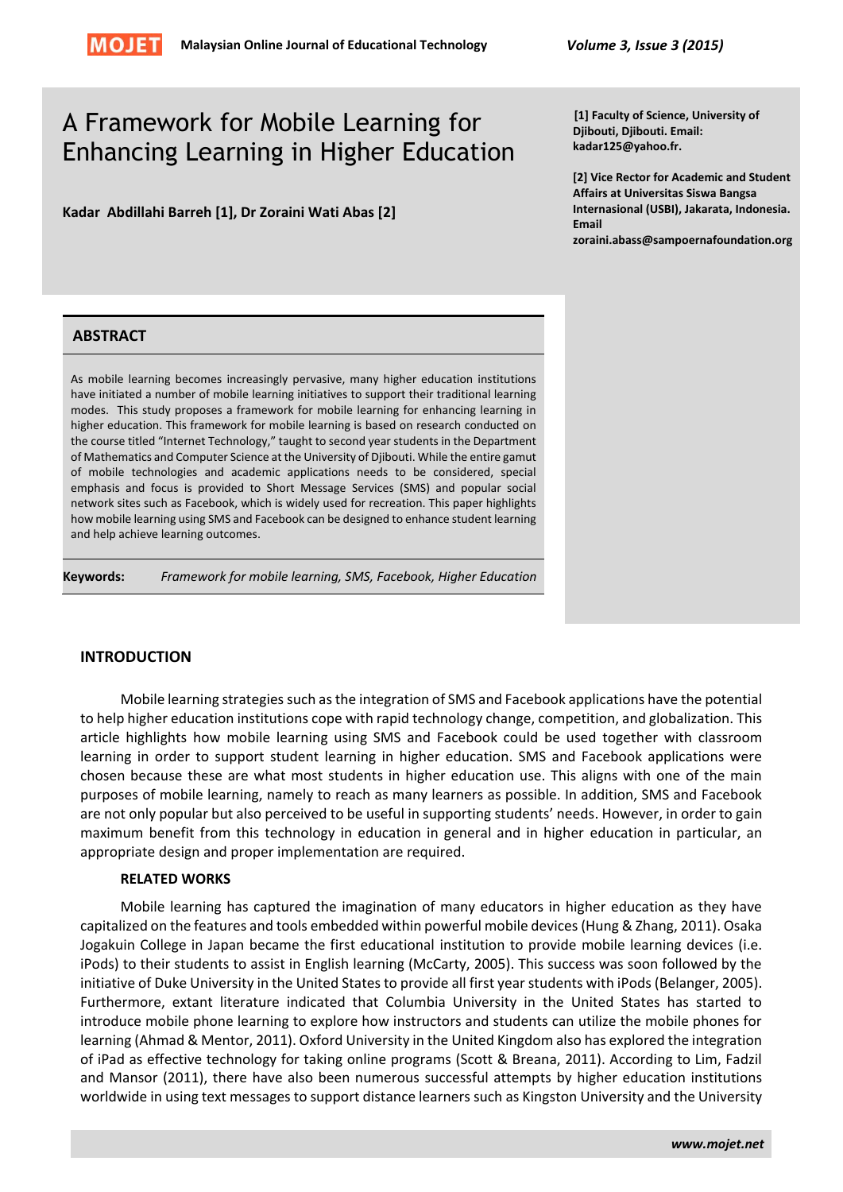# A Framework for Mobile Learning for Enhancing Learning in Higher Education

**Kadar Abdillahi Barreh [1], Dr Zoraini Wati Abas [2]**

**[1] Faculty of Science, University of Djibouti, Djibouti. Email: kadar125@yahoo.fr.**

**[2] Vice Rector for Academic and Student Affairs at Universitas Siswa Bangsa Internasional (USBI), Jakarta, Indonesia. Email zoraini.abass@sampoernafoundation.org**

## ABSTRACT

As mobile learning becomes increasingly pervasive, many higher education institutions have initiated a number of mobile learning initiatives to support their traditional learning modes. This study proposes a framework for mobile learning for enhancing learning in higher education. This framework for mobile learning is based on research conducted on the course titled "Internet Technology," taught to second year students in the Department of Mathematics and Computer Science at the University of Djibouti. While the entire gamut of mobile technologies and academic applications needs to be considered, special emphasis and focus is provided to Short Message Services (SMS) and popular social network sites such as Facebook, which is widely used for recreation. This paper highlights how mobile learning using SMS and Facebook can be designed to enhance student learning and help achieve learning outcomes.

**Keywords:** *Framework for mobile learning, SMS, Facebook, Higher Education*

## INTRODUCTION

Mobile learning strategies such as the integration of SMS and Facebook applications have the potential to help higher education institutions cope with rapid technology change, competition, and globalization. This article highlights how mobile learning using SMS and Facebook could be used together with classroom learning in order to support student learning in higher education. SMS and Facebook applications were chosen because these are what most students in higher education use. This aligns with one of the main purposes of mobile learning, namely to reach as many learners as possible. In addition, SMS and Facebook are not only popular but also perceived to be useful in supporting students' needs. However, in order to gain maximum benefit from this technology in education in general and in higher education in particular, an appropriate design and proper implementation are required.

### RELATED WORKS

Mobile learning has captured the imagination of many educators in higher education as they have capitalized on the features and tools embedded within powerful mobile devices (Hung & Zhang, 2011). Osaka Jogakuin College in Japan became the first educational institution to provide mobile learning devices (i.e. iPods) to their students to assist in English learning (McCarty, 2005). This success was soon followed by the initiative of Duke University in the United States to provide all first year students with iPods (Belanger, 2005). Furthermore, extant literature indicated that Columbia University in the United States has started to introduce mobile phone learning to explore how instructors and students can utilize the mobile phones for learning (Ahmad & Mentor, 2011). Oxford University in the United Kingdom also has explored the integration of iPad as effective technology for taking online programs (Scott & Breana, 2011). According to Lim, Fadzil and Mansor (2011), there have also been numerous successful attempts by higher education institutions worldwide in using text messages to support distance learners such as Kingston University and the University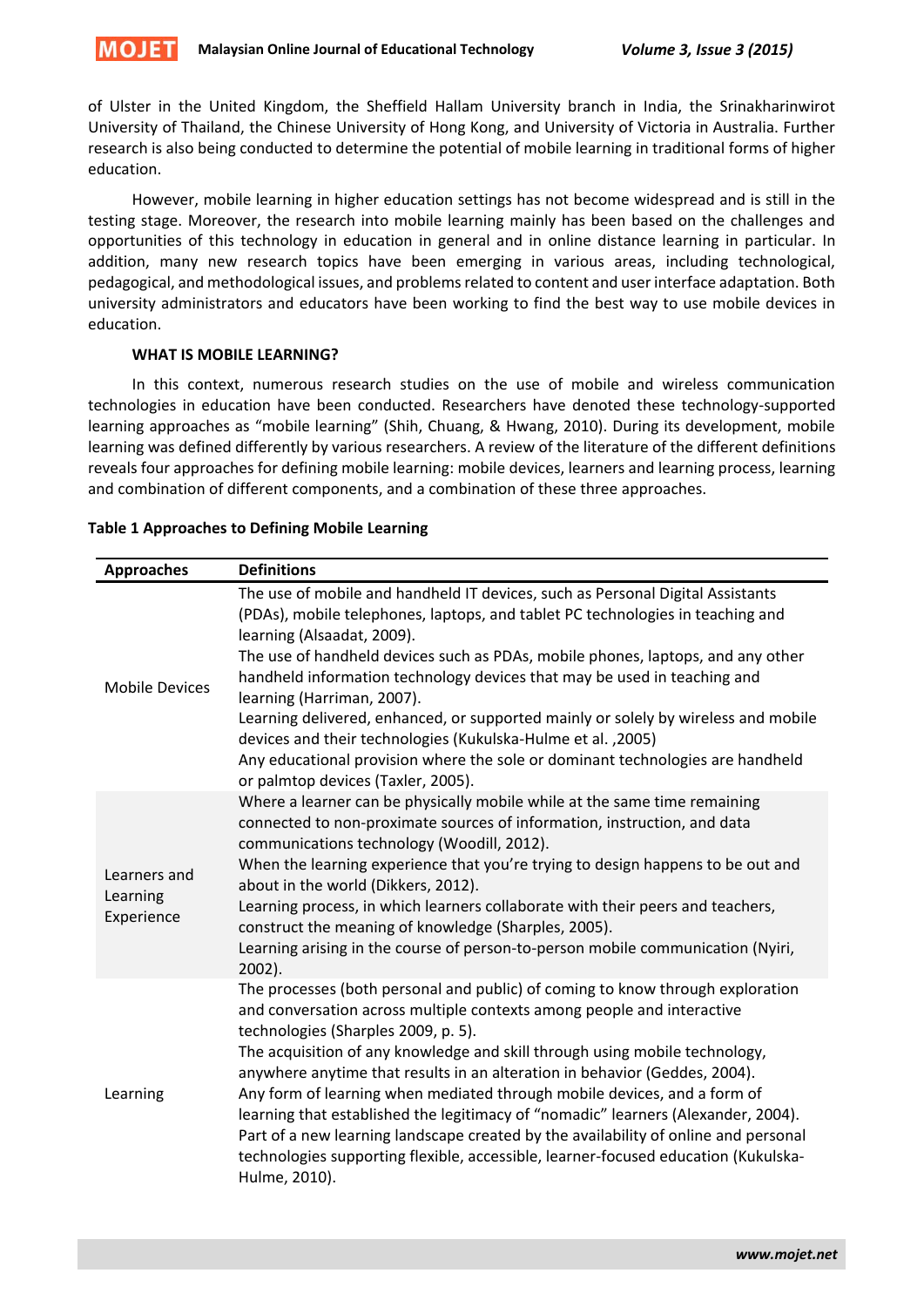of Ulster in the United Kingdom, the Sheffield Hallam University branch in India, the Srinakharinwirot University of Thailand, the Chinese University of Hong Kong, and University of Victoria in Australia. Further research is also being conducted to determine the potential of mobile learning in traditional forms of higher education.

However, mobile learning in higher education settings has not become widespread and is still in the testing stage. Moreover, the research into mobile learning mainly has been based on the challenges and opportunities of this technology in education in general and in online distance learning in particular. In addition, many new research topics have been emerging in various areas, including technological, pedagogical, and methodological issues, and problems related to content and user interface adaptation. Both university administrators and educators have been working to find the best way to use mobile devices in education.

## WHAT IS MOBILE LEARNING?

In this context, numerous research studies on the use of mobile and wireless communication technologies in education have been conducted. Researchers have denoted these technology-supported learning approaches as "mobile learning" (Shih, Chuang, & Hwang, 2010). During its development, mobile learning was defined differently by various researchers. A review of the literature of the different definitions reveals four approaches for defining mobile learning: mobile devices, learners and learning process, learning and combination of different components, and a combination of these three approaches.

**Table 1 Approaches to Defining Mobile Learning**

| Approaches | Definitions |
|---|---|
| Mobile Devices | The use of mobile and handheld IT devices, such as Personal Digital Assistants (PDAs), mobile telephones, laptops, and tablet PC technologies in teaching and learning (Alsaadat, 2009).<br>The use of handheld devices such as PDAs, mobile phones, laptops, and any other handheld information technology devices that may be used in teaching and learning (Harriman, 2007).<br>Learning delivered, enhanced, or supported mainly or solely by wireless and mobile devices and their technologies (Kukulska-Hulme et al. ,2005)<br>Any educational provision where the sole or dominant technologies are handheld or palmtop devices (Taxler, 2005). |
| Learners and Learning Experience | Where a learner can be physically mobile while at the same time remaining connected to non-proximate sources of information, instruction, and data communications technology (Woodill, 2012).<br>When the learning experience that you're trying to design happens to be out and about in the world (Dikkers, 2012).<br>Learning process, in which learners collaborate with their peers and teachers, construct the meaning of knowledge (Sharples, 2005).<br>Learning arising in the course of person-to-person mobile communication (Nyiri, 2002). |
| Learning | The processes (both personal and public) of coming to know through exploration and conversation across multiple contexts among people and interactive technologies (Sharples 2009, p. 5).<br>The acquisition of any knowledge and skill through using mobile technology, anywhere anytime that results in an alteration in behavior (Geddes, 2004).<br>Any form of learning when mediated through mobile devices, and a form of learning that established the legitimacy of "nomadic" learners (Alexander, 2004).<br>Part of a new learning landscape created by the availability of online and personal technologies supporting flexible, accessible, learner-focused education (Kukulska-Hulme, 2010). |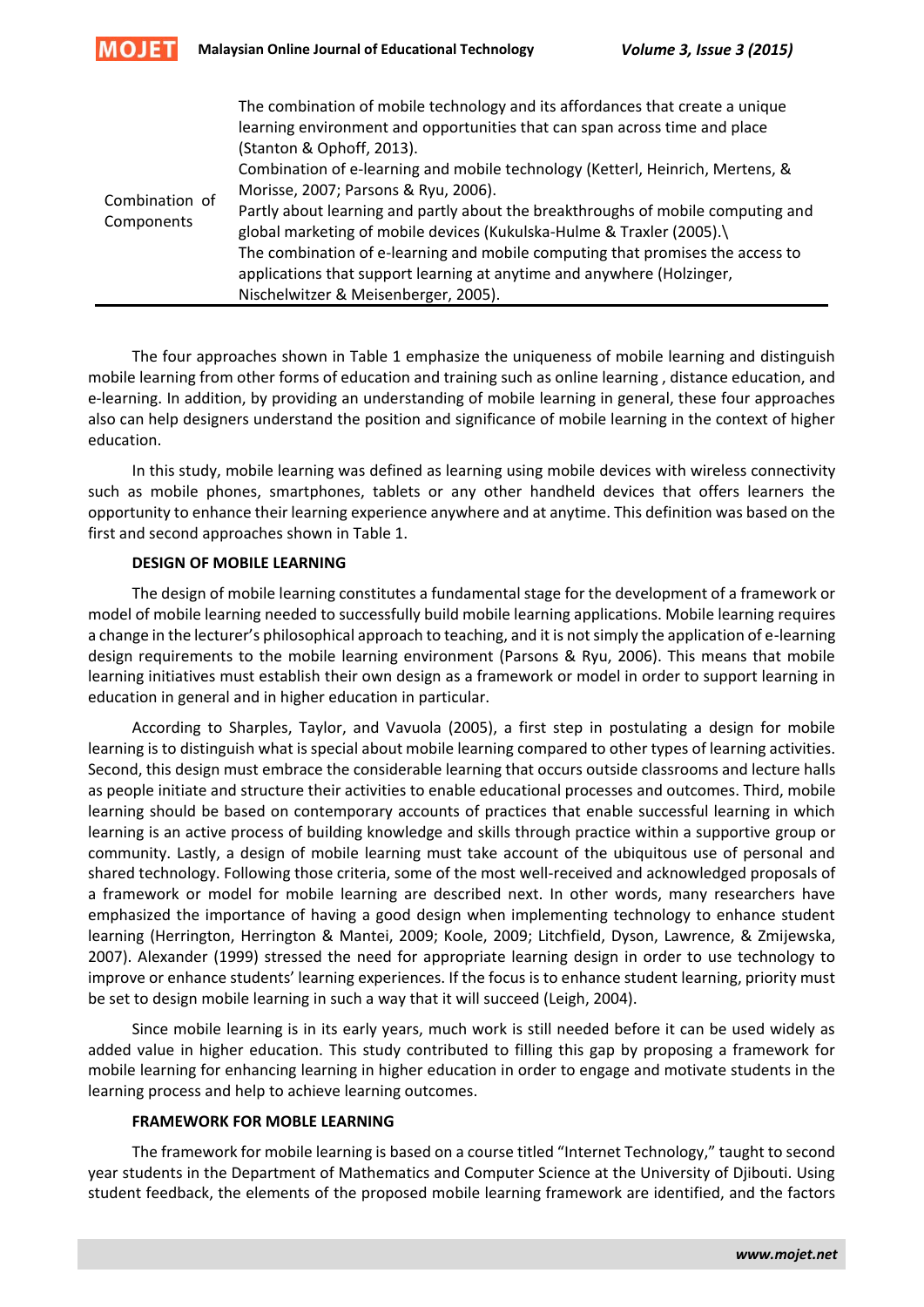| | |
|---|---|
| Combination of Components | The combination of mobile technology and its affordances that create a unique learning environment and opportunities that can span across time and place (Stanton & Ophoff, 2013). Combination of e-learning and mobile technology (Ketterl, Heinrich, Mertens, & Morisse, 2007; Parsons & Ryu, 2006). Partly about learning and partly about the breakthroughs of mobile computing and global marketing of mobile devices (Kukulska-Hulme & Traxler (2005).\ The combination of e-learning and mobile computing that promises the access to applications that support learning at anytime and anywhere (Holzinger, Nischelwitzer & Meisenberger, 2005). |

The four approaches shown in Table 1 emphasize the uniqueness of mobile learning and distinguish mobile learning from other forms of education and training such as online learning , distance education, and e-learning. In addition, by providing an understanding of mobile learning in general, these four approaches also can help designers understand the position and significance of mobile learning in the context of higher education.

In this study, mobile learning was defined as learning using mobile devices with wireless connectivity such as mobile phones, smartphones, tablets or any other handheld devices that offers learners the opportunity to enhance their learning experience anywhere and at anytime. This definition was based on the first and second approaches shown in Table 1.

## DESIGN OF MOBILE LEARNING

The design of mobile learning constitutes a fundamental stage for the development of a framework or model of mobile learning needed to successfully build mobile learning applications. Mobile learning requires a change in the lecturer's philosophical approach to teaching, and it is not simply the application of e-learning design requirements to the mobile learning environment (Parsons & Ryu, 2006). This means that mobile learning initiatives must establish their own design as a framework or model in order to support learning in education in general and in higher education in particular.

According to Sharples, Taylor, and Vavuola (2005), a first step in postulating a design for mobile learning is to distinguish what is special about mobile learning compared to other types of learning activities. Second, this design must embrace the considerable learning that occurs outside classrooms and lecture halls as people initiate and structure their activities to enable educational processes and outcomes. Third, mobile learning should be based on contemporary accounts of practices that enable successful learning in which learning is an active process of building knowledge and skills through practice within a supportive group or community. Lastly, a design of mobile learning must take account of the ubiquitous use of personal and shared technology. Following those criteria, some of the most well-received and acknowledged proposals of a framework or model for mobile learning are described next. In other words, many researchers have emphasized the importance of having a good design when implementing technology to enhance student learning (Herrington, Herrington & Mantei, 2009; Koole, 2009; Litchfield, Dyson, Lawrence, & Zmijewska, 2007). Alexander (1999) stressed the need for appropriate learning design in order to use technology to improve or enhance students' learning experiences. If the focus is to enhance student learning, priority must be set to design mobile learning in such a way that it will succeed (Leigh, 2004).

Since mobile learning is in its early years, much work is still needed before it can be used widely as added value in higher education. This study contributed to filling this gap by proposing a framework for mobile learning for enhancing learning in higher education in order to engage and motivate students in the learning process and help to achieve learning outcomes.

## FRAMEWORK FOR MOBLE LEARNING

The framework for mobile learning is based on a course titled "Internet Technology," taught to second year students in the Department of Mathematics and Computer Science at the University of Djibouti. Using student feedback, the elements of the proposed mobile learning framework are identified, and the factors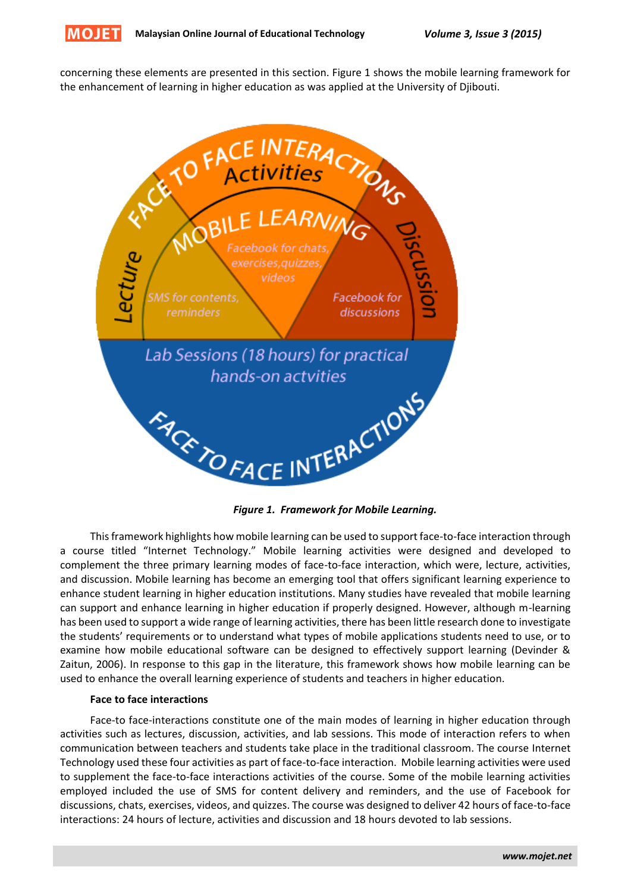concerning these elements are presented in this section. Figure 1 shows the mobile learning framework for the enhancement of learning in higher education as was applied at the University of Djibouti.

*Figure 1. Framework for Mobile Learning.*

This framework highlights how mobile learning can be used to support face-to-face interaction through a course titled "Internet Technology." Mobile learning activities were designed and developed to complement the three primary learning modes of face-to-face interaction, which were, lecture, activities, and discussion. Mobile learning has become an emerging tool that offers significant learning experience to enhance student learning in higher education institutions. Many studies have revealed that mobile learning can support and enhance learning in higher education if properly designed. However, although m-learning has been used to support a wide range of learning activities, there has been little research done to investigate the students' requirements or to understand what types of mobile applications students need to use, or to examine how mobile educational software can be designed to effectively support learning (Devinder & Zaitun, 2006). In response to this gap in the literature, this framework shows how mobile learning can be used to enhance the overall learning experience of students and teachers in higher education.

**Face to face interactions**

Face-to face-interactions constitute one of the main modes of learning in higher education through activities such as lectures, discussion, activities, and lab sessions. This mode of interaction refers to when communication between teachers and students take place in the traditional classroom. The course Internet Technology used these four activities as part of face-to-face interaction. Mobile learning activities were used to supplement the face-to-face interactions activities of the course. Some of the mobile learning activities employed included the use of SMS for content delivery and reminders, and the use of Facebook for discussions, chats, exercises, videos, and quizzes. The course was designed to deliver 42 hours of face-to-face interactions: 24 hours of lecture, activities and discussion and 18 hours devoted to lab sessions.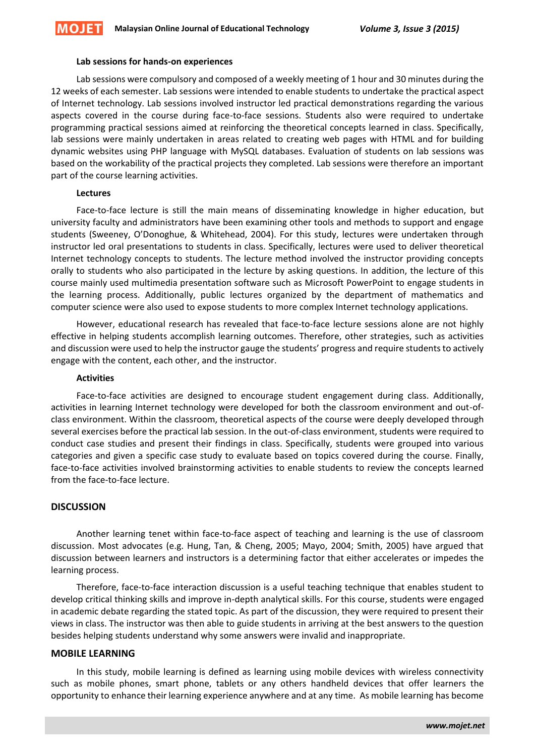#### Lab sessions for hands-on experiences

Lab sessions were compulsory and composed of a weekly meeting of 1 hour and 30 minutes during the 12 weeks of each semester. Lab sessions were intended to enable students to undertake the practical aspect of Internet technology. Lab sessions involved instructor led practical demonstrations regarding the various aspects covered in the course during face-to-face sessions. Students also were required to undertake programming practical sessions aimed at reinforcing the theoretical concepts learned in class. Specifically, lab sessions were mainly undertaken in areas related to creating web pages with HTML and for building dynamic websites using PHP language with MySQL databases. Evaluation of students on lab sessions was based on the workability of the practical projects they completed. Lab sessions were therefore an important part of the course learning activities.

#### Lectures

Face-to-face lecture is still the main means of disseminating knowledge in higher education, but university faculty and administrators have been examining other tools and methods to support and engage students (Sweeney, O'Donoghue, & Whitehead, 2004). For this study, lectures were undertaken through instructor led oral presentations to students in class. Specifically, lectures were used to deliver theoretical Internet technology concepts to students. The lecture method involved the instructor providing concepts orally to students who also participated in the lecture by asking questions. In addition, the lecture of this course mainly used multimedia presentation software such as Microsoft PowerPoint to engage students in the learning process. Additionally, public lectures organized by the department of mathematics and computer science were also used to expose students to more complex Internet technology applications.

However, educational research has revealed that face-to-face lecture sessions alone are not highly effective in helping students accomplish learning outcomes. Therefore, other strategies, such as activities and discussion were used to help the instructor gauge the students' progress and require students to actively engage with the content, each other, and the instructor.

#### Activities

Face-to-face activities are designed to encourage student engagement during class. Additionally, activities in learning Internet technology were developed for both the classroom environment and out-of-class environment. Within the classroom, theoretical aspects of the course were deeply developed through several exercises before the practical lab session. In the out-of-class environment, students were required to conduct case studies and present their findings in class. Specifically, students were grouped into various categories and given a specific case study to evaluate based on topics covered during the course. Finally, face-to-face activities involved brainstorming activities to enable students to review the concepts learned from the face-to-face lecture.

## DISCUSSION

Another learning tenet within face-to-face aspect of teaching and learning is the use of classroom discussion. Most advocates (e.g. Hung, Tan, & Cheng, 2005; Mayo, 2004; Smith, 2005) have argued that discussion between learners and instructors is a determining factor that either accelerates or impedes the learning process.

Therefore, face-to-face interaction discussion is a useful teaching technique that enables student to develop critical thinking skills and improve in-depth analytical skills. For this course, students were engaged in academic debate regarding the stated topic. As part of the discussion, they were required to present their views in class. The instructor was then able to guide students in arriving at the best answers to the question besides helping students understand why some answers were invalid and inappropriate.

## MOBILE LEARNING

In this study, mobile learning is defined as learning using mobile devices with wireless connectivity such as mobile phones, smart phone, tablets or any others handheld devices that offer learners the opportunity to enhance their learning experience anywhere and at any time. As mobile learning has become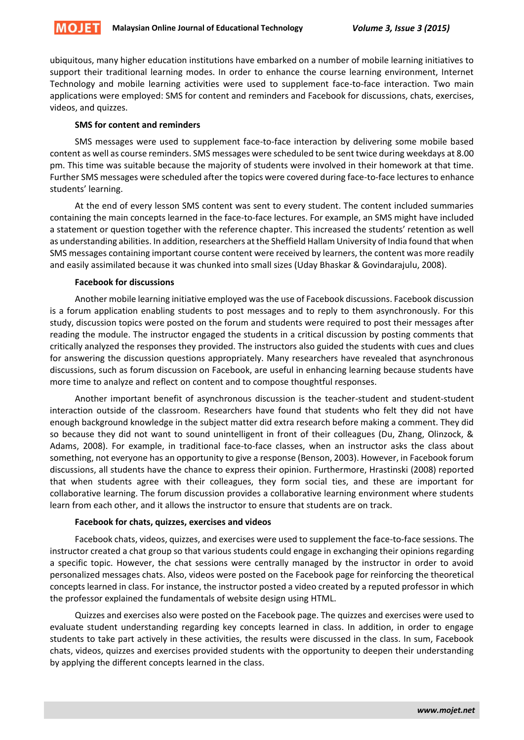ubiquitous, many higher education institutions have embarked on a number of mobile learning initiatives to support their traditional learning modes. In order to enhance the course learning environment, Internet Technology and mobile learning activities were used to supplement face-to-face interaction. Two main applications were employed: SMS for content and reminders and Facebook for discussions, chats, exercises, videos, and quizzes.

**SMS for content and reminders**

SMS messages were used to supplement face-to-face interaction by delivering some mobile based content as well as course reminders. SMS messages were scheduled to be sent twice during weekdays at 8.00 pm. This time was suitable because the majority of students were involved in their homework at that time. Further SMS messages were scheduled after the topics were covered during face-to-face lectures to enhance students' learning.

At the end of every lesson SMS content was sent to every student. The content included summaries containing the main concepts learned in the face-to-face lectures. For example, an SMS might have included a statement or question together with the reference chapter. This increased the students' retention as well as understanding abilities. In addition, researchers at the Sheffield Hallam University of India found that when SMS messages containing important course content were received by learners, the content was more readily and easily assimilated because it was chunked into small sizes (Uday Bhaskar & Govindarajulu, 2008).

**Facebook for discussions**

Another mobile learning initiative employed was the use of Facebook discussions. Facebook discussion is a forum application enabling students to post messages and to reply to them asynchronously. For this study, discussion topics were posted on the forum and students were required to post their messages after reading the module. The instructor engaged the students in a critical discussion by posting comments that critically analyzed the responses they provided. The instructors also guided the students with cues and clues for answering the discussion questions appropriately. Many researchers have revealed that asynchronous discussions, such as forum discussion on Facebook, are useful in enhancing learning because students have more time to analyze and reflect on content and to compose thoughtful responses.

Another important benefit of asynchronous discussion is the teacher-student and student-student interaction outside of the classroom. Researchers have found that students who felt they did not have enough background knowledge in the subject matter did extra research before making a comment. They did so because they did not want to sound unintelligent in front of their colleagues (Du, Zhang, Olinzock, & Adams, 2008). For example, in traditional face-to-face classes, when an instructor asks the class about something, not everyone has an opportunity to give a response (Benson, 2003). However, in Facebook forum discussions, all students have the chance to express their opinion. Furthermore, Hrastinski (2008) reported that when students agree with their colleagues, they form social ties, and these are important for collaborative learning. The forum discussion provides a collaborative learning environment where students learn from each other, and it allows the instructor to ensure that students are on track.

**Facebook for chats, quizzes, exercises and videos**

Facebook chats, videos, quizzes, and exercises were used to supplement the face-to-face sessions. The instructor created a chat group so that various students could engage in exchanging their opinions regarding a specific topic. However, the chat sessions were centrally managed by the instructor in order to avoid personalized messages chats. Also, videos were posted on the Facebook page for reinforcing the theoretical concepts learned in class. For instance, the instructor posted a video created by a reputed professor in which the professor explained the fundamentals of website design using HTML.

Quizzes and exercises also were posted on the Facebook page. The quizzes and exercises were used to evaluate student understanding regarding key concepts learned in class. In addition, in order to engage students to take part actively in these activities, the results were discussed in the class. In sum, Facebook chats, videos, quizzes and exercises provided students with the opportunity to deepen their understanding by applying the different concepts learned in the class.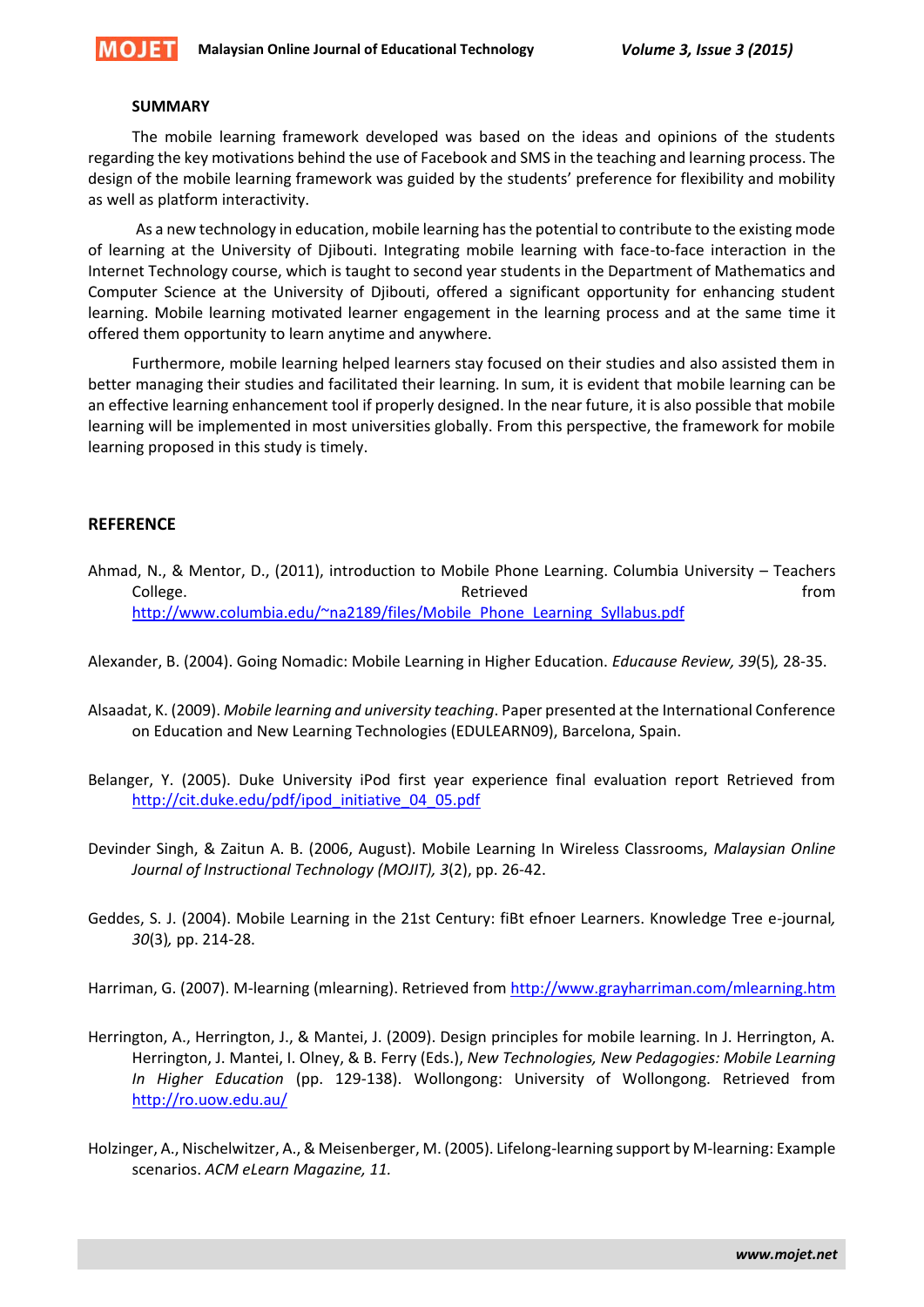## SUMMARY

The mobile learning framework developed was based on the ideas and opinions of the students regarding the key motivations behind the use of Facebook and SMS in the teaching and learning process. The design of the mobile learning framework was guided by the students' preference for flexibility and mobility as well as platform interactivity.

As a new technology in education, mobile learning has the potential to contribute to the existing mode of learning at the University of Djibouti. Integrating mobile learning with face-to-face interaction in the Internet Technology course, which is taught to second year students in the Department of Mathematics and Computer Science at the University of Djibouti, offered a significant opportunity for enhancing student learning. Mobile learning motivated learner engagement in the learning process and at the same time it offered them opportunity to learn anytime and anywhere.

Furthermore, mobile learning helped learners stay focused on their studies and also assisted them in better managing their studies and facilitated their learning. In sum, it is evident that mobile learning can be an effective learning enhancement tool if properly designed. In the near future, it is also possible that mobile learning will be implemented in most universities globally. From this perspective, the framework for mobile learning proposed in this study is timely.

## REFERENCE

Ahmad, N., & Mentor, D., (2011), introduction to Mobile Phone Learning. Columbia University – Teachers College. Retrieved from http://www.columbia.edu/~na2189/files/Mobile_Phone_Learning_Syllabus.pdf

Alexander, B. (2004). Going Nomadic: Mobile Learning in Higher Education. *Educause Review, 39*(5), 28-35.

Alsaadat, K. (2009). *Mobile learning and university teaching*. Paper presented at the International Conference on Education and New Learning Technologies (EDULEARN09), Barcelona, Spain.

Belanger, Y. (2005). Duke University iPod first year experience final evaluation report Retrieved from http://cit.duke.edu/pdf/ipod_initiative_04_05.pdf

Devinder Singh, & Zaitun A. B. (2006, August). Mobile Learning In Wireless Classrooms, *Malaysian Online Journal of Instructional Technology (MOJIT), 3*(2), pp. 26-42.

Geddes, S. J. (2004). Mobile Learning in the 21st Century: fiBt efnoer Learners. Knowledge Tree e-journal, *30*(3), pp. 214-28.

Harriman, G. (2007). M-learning (mlearning). Retrieved from http://www.grayharriman.com/mlearning.htm

Herrington, A., Herrington, J., & Mantei, J. (2009). Design principles for mobile learning. In J. Herrington, A. Herrington, J. Mantei, I. Olney, & B. Ferry (Eds.), *New Technologies, New Pedagogies: Mobile Learning In Higher Education* (pp. 129-138). Wollongong: University of Wollongong. Retrieved from http://ro.uow.edu.au/

Holzinger, A., Nischelwitzer, A., & Meisenberger, M. (2005). Lifelong-learning support by M-learning: Example scenarios. *ACM eLearn Magazine, 11.*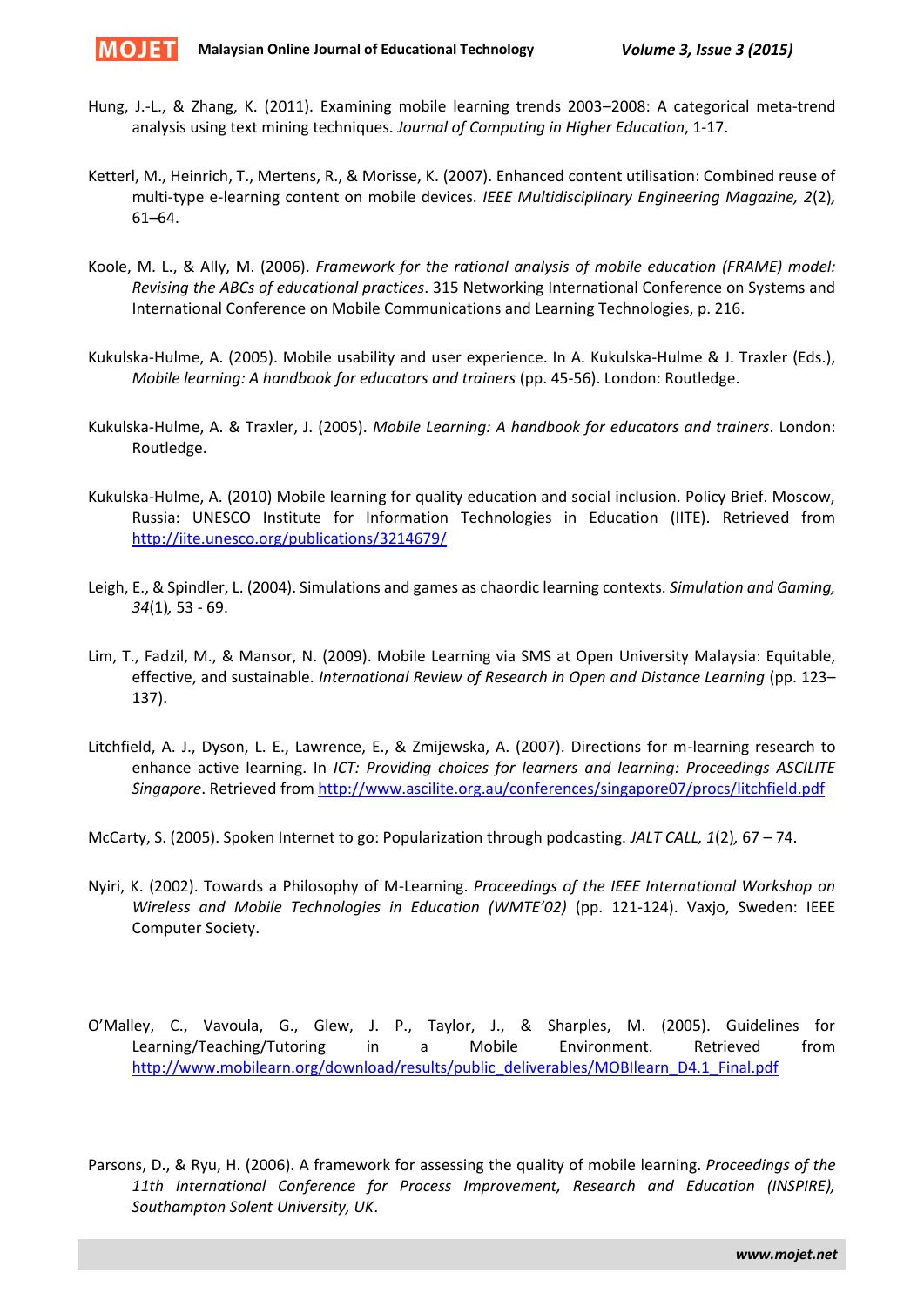Hung, J.-L., & Zhang, K. (2011). Examining mobile learning trends 2003–2008: A categorical meta-trend analysis using text mining techniques. *Journal of Computing in Higher Education*, 1-17.

Ketterl, M., Heinrich, T., Mertens, R., & Morisse, K. (2007). Enhanced content utilisation: Combined reuse of multi-type e-learning content on mobile devices. *IEEE Multidisciplinary Engineering Magazine, 2*(2)*,* 61–64.

Koole, M. L., & Ally, M. (2006). *Framework for the rational analysis of mobile education (FRAME) model: Revising the ABCs of educational practices*. 315 Networking International Conference on Systems and International Conference on Mobile Communications and Learning Technologies, p. 216.

Kukulska-Hulme, A. (2005). Mobile usability and user experience. In A. Kukulska-Hulme & J. Traxler (Eds.), *Mobile learning: A handbook for educators and trainers* (pp. 45-56). London: Routledge.

Kukulska-Hulme, A. & Traxler, J. (2005). *Mobile Learning: A handbook for educators and trainers*. London: Routledge.

Kukulska-Hulme, A. (2010) Mobile learning for quality education and social inclusion. Policy Brief. Moscow, Russia: UNESCO Institute for Information Technologies in Education (IITE). Retrieved from http://iite.unesco.org/publications/3214679/

Leigh, E., & Spindler, L. (2004). Simulations and games as chaordic learning contexts. *Simulation and Gaming, 34*(1)*,* 53 - 69.

Lim, T., Fadzil, M., & Mansor, N. (2009). Mobile Learning via SMS at Open University Malaysia: Equitable, effective, and sustainable. *International Review of Research in Open and Distance Learning* (pp. 123–137).

Litchfield, A. J., Dyson, L. E., Lawrence, E., & Zmijewska, A. (2007). Directions for m-learning research to enhance active learning. In *ICT: Providing choices for learners and learning: Proceedings ASCILITE Singapore*. Retrieved from http://www.ascilite.org.au/conferences/singapore07/procs/litchfield.pdf

McCarty, S. (2005). Spoken Internet to go: Popularization through podcasting. *JALT CALL, 1*(2)*,* 67 – 74.

Nyiri, K. (2002). Towards a Philosophy of M-Learning. *Proceedings of the IEEE International Workshop on Wireless and Mobile Technologies in Education (WMTE'02)* (pp. 121-124). Vaxjo, Sweden: IEEE Computer Society.

O'Malley, C., Vavoula, G., Glew, J. P., Taylor, J., & Sharples, M. (2005). Guidelines for Learning/Teaching/Tutoring in a Mobile Environment. Retrieved from http://www.mobilearn.org/download/results/public_deliverables/MOBIlearn_D4.1_Final.pdf

Parsons, D., & Ryu, H. (2006). A framework for assessing the quality of mobile learning. *Proceedings of the 11th International Conference for Process Improvement, Research and Education (INSPIRE), Southampton Solent University, UK*.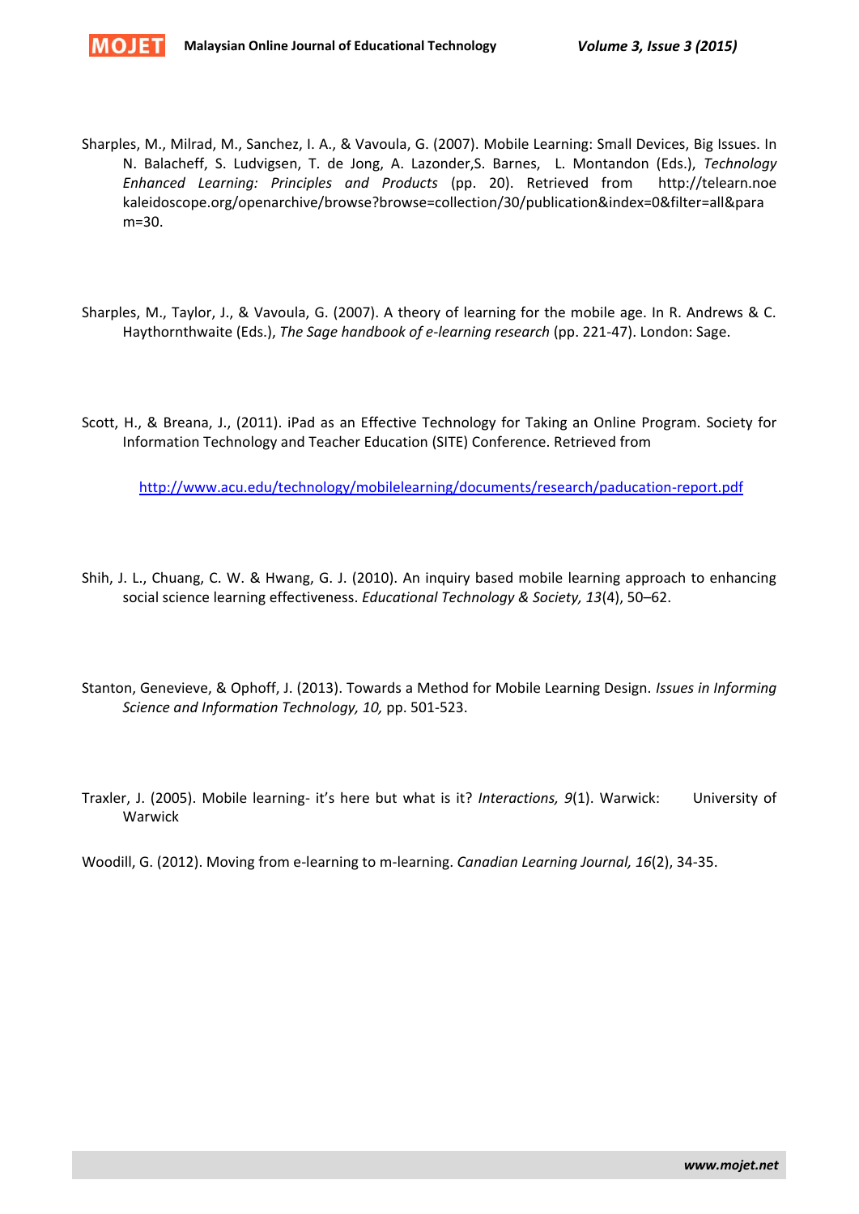Sharples, M., Milrad, M., Sanchez, I. A., & Vavoula, G. (2007). Mobile Learning: Small Devices, Big Issues. In N. Balacheff, S. Ludvigsen, T. de Jong, A. Lazonder,S. Barnes, L. Montandon (Eds.), *Technology Enhanced Learning: Principles and Products* (pp. 20). Retrieved from http://telearn.noe kaleidoscope.org/openarchive/browse?browse=collection/30/publication&index=0&filter=all&para m=30.

Sharples, M., Taylor, J., & Vavoula, G. (2007). A theory of learning for the mobile age. In R. Andrews & C. Haythornthwaite (Eds.), *The Sage handbook of e-learning research* (pp. 221-47). London: Sage.

Scott, H., & Breana, J., (2011). iPad as an Effective Technology for Taking an Online Program. Society for Information Technology and Teacher Education (SITE) Conference. Retrieved from

http://www.acu.edu/technology/mobilelearning/documents/research/paducation-report.pdf

Shih, J. L., Chuang, C. W. & Hwang, G. J. (2010). An inquiry based mobile learning approach to enhancing social science learning effectiveness. *Educational Technology & Society, 13*(4), 50–62.

Stanton, Genevieve, & Ophoff, J. (2013). Towards a Method for Mobile Learning Design. *Issues in Informing Science and Information Technology, 10,* pp. 501-523.

Traxler, J. (2005). Mobile learning- it's here but what is it? *Interactions, 9*(1). Warwick: University of Warwick

Woodill, G. (2012). Moving from e-learning to m-learning. *Canadian Learning Journal, 16*(2), 34-35.